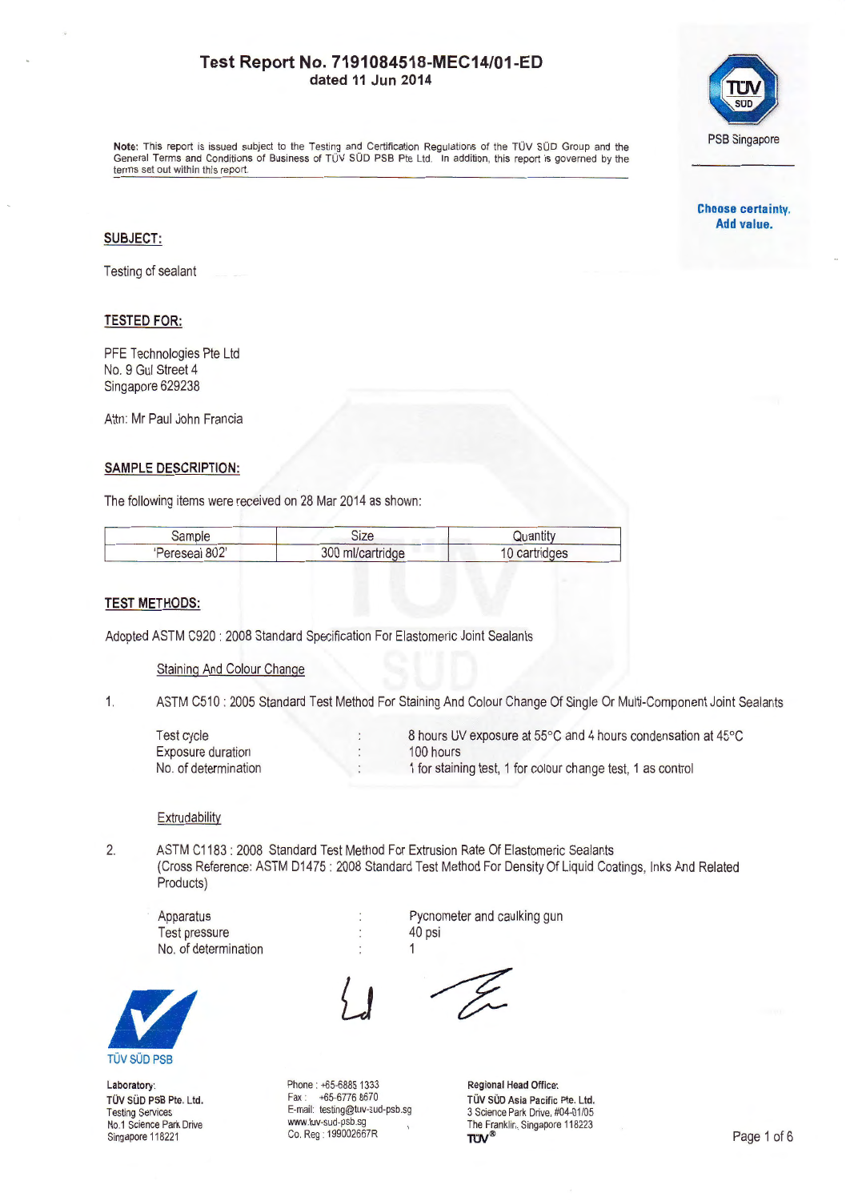# Test Report No. 7191084518-MEC14/01-ED
**dated 11 Jun 2014**

**Note:** This report is issued subject to the Testing and Certification Regulations of the TÜV SÜD Group and the General Terms and Conditions of Business of TÜV SÜD PSB Pte Ltd. In addition, this report is governed by the terms set out within this report.

PSB Singapore

**Choose certainty. Add value.**

## SUBJECT:

Testing of sealant

## TESTED FOR:

PFE Technologies Pte Ltd
No. 9 Gul Street 4
Singapore 629238

Attn: Mr Paul John Francia

## SAMPLE DESCRIPTION:

The following items were received on 28 Mar 2014 as shown:

| Sample | Size | Quantity |
|---|---|---|
| 'Pereseal 802' | 300 ml/cartridge | 10 cartridges |

## TEST METHODS:

Adopted ASTM C920 : 2008 Standard Specification For Elastomeric Joint Sealants

Staining And Colour Change

1. ASTM C510 : 2005 Standard Test Method For Staining And Colour Change Of Single Or Multi-Component Joint Sealants

| | | |
|---|---|---|
| Test cycle | : | 8 hours UV exposure at 55°C and 4 hours condensation at 45°C |
| Exposure duration | : | 100 hours |
| No. of determination | : | 1 for staining test, 1 for colour change test, 1 as control |

Extrudability

2. ASTM C1183 : 2008 Standard Test Method For Extrusion Rate Of Elastomeric Sealants
(Cross Reference: ASTM D1475 : 2008 Standard Test Method For Density Of Liquid Coatings, Inks And Related Products)

| | | |
|---|---|---|
| Apparatus | : | Pycnometer and caulking gun |
| Test pressure | : | 40 psi |
| No. of determination | : | 1 |

TÜV SÜD PSB

**Laboratory:**
TÜV SÜD PSB Pte. Ltd.
Testing Services
No.1 Science Park Drive
Singapore 118221

Phone : +65-6885 1333
Fax : +65-6776 8670
E-mail: testing@tuv-sud-psb.sg
www.tuv-sud-psb.sg
Co. Reg : 199002667R

**Regional Head Office:**
TÜV SÜD Asia Pacific Pte. Ltd.
3 Science Park Drive, #04-01/05
The Franklin, Singapore 118223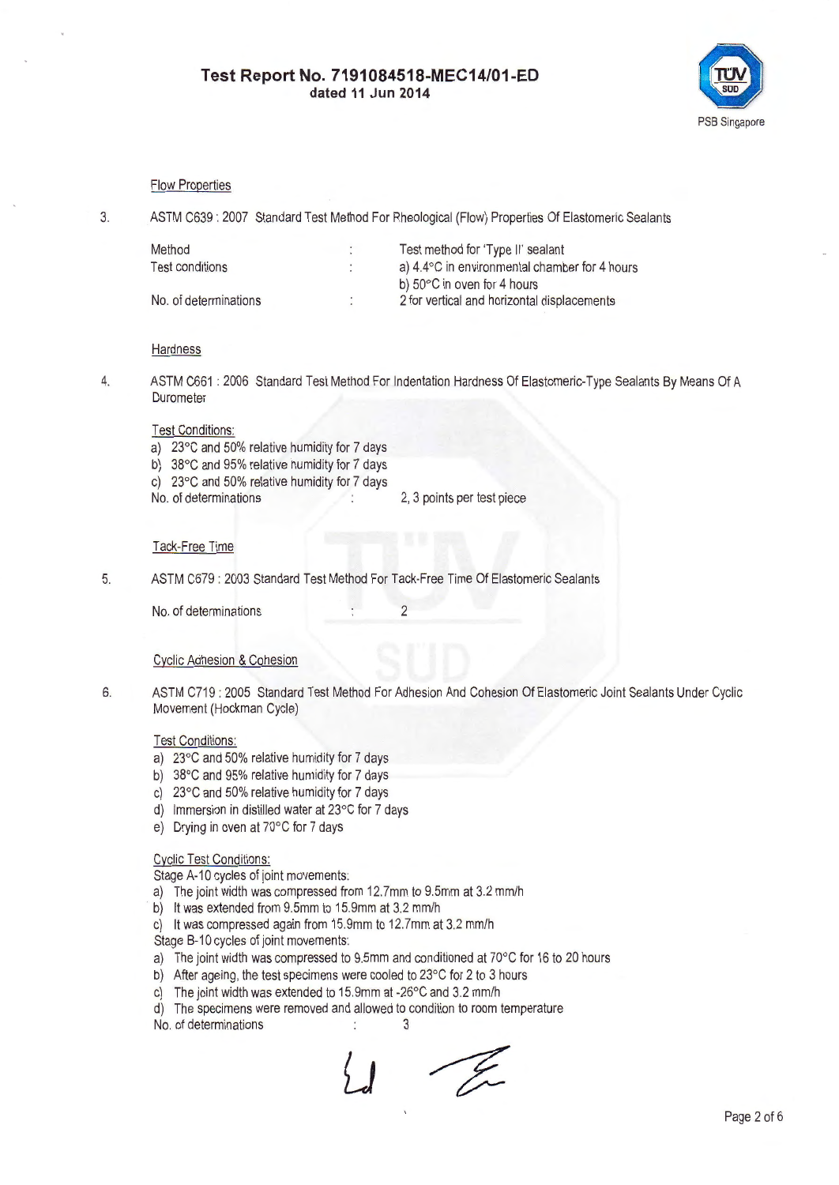### Flow Properties

3. ASTM C639 : 2007 Standard Test Method For Rheological (Flow) Properties Of Elastomeric Sealants

| | | |
|---|---|---|
| Method | : | Test method for 'Type II' sealant |
| Test conditions | : | a) 4.4°C in environmental chamber for 4 hours |
| | | b) 50°C in oven for 4 hours |
| No. of determinations | : | 2 for vertical and horizontal displacements |

### Hardness

4. ASTM C661 : 2006 Standard Test Method For Indentation Hardness Of Elastomeric-Type Sealants By Means Of A Durometer

Test Conditions:

a) 23°C and 50% relative humidity for 7 days
b) 38°C and 95% relative humidity for 7 days
c) 23°C and 50% relative humidity for 7 days

No. of determinations : 2, 3 points per test piece

### Tack-Free Time

5. ASTM C679 : 2003 Standard Test Method For Tack-Free Time Of Elastomeric Sealants

No. of determinations : 2

### Cyclic Adhesion & Cohesion

6. ASTM C719 : 2005 Standard Test Method For Adhesion And Cohesion Of Elastomeric Joint Sealants Under Cyclic Movement (Hockman Cycle)

Test Conditions:

a) 23°C and 50% relative humidity for 7 days
b) 38°C and 95% relative humidity for 7 days
c) 23°C and 50% relative humidity for 7 days
d) Immersion in distilled water at 23°C for 7 days
e) Drying in oven at 70°C for 7 days

Cyclic Test Conditions:

Stage A-10 cycles of joint movements:

a) The joint width was compressed from 12.7mm to 9.5mm at 3.2 mm/h
b) It was extended from 9.5mm to 15.9mm at 3.2 mm/h
c) It was compressed again from 15.9mm to 12.7mm at 3.2 mm/h

Stage B-10 cycles of joint movements:

a) The joint width was compressed to 9.5mm and conditioned at 70°C for 16 to 20 hours
b) After ageing, the test specimens were cooled to 23°C for 2 to 3 hours
c) The joint width was extended to 15.9mm at -26°C and 3.2 mm/h
d) The specimens were removed and allowed to condition to room temperature

No. of determinations : 3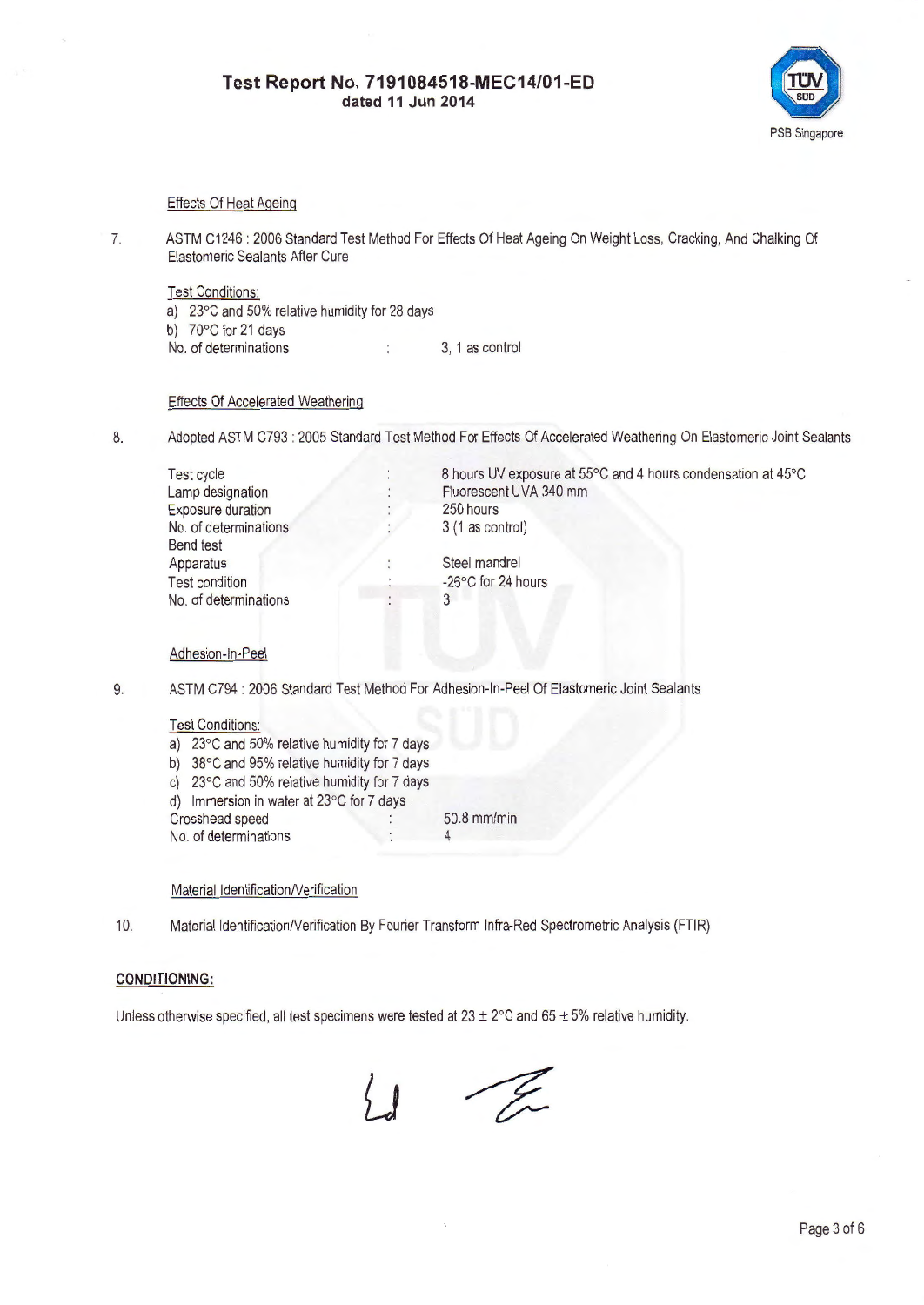Effects Of Heat Ageing

7. ASTM C1246 : 2006 Standard Test Method For Effects Of Heat Ageing On Weight Loss, Cracking, And Chalking Of Elastomeric Sealants After Cure

   Test Conditions:
   a) 23°C and 50% relative humidity for 28 days
   b) 70°C for 21 days

   | | | |
   |---|---|---|
   | No. of determinations | : | 3, 1 as control |

Effects Of Accelerated Weathering

8. Adopted ASTM C793 : 2005 Standard Test Method For Effects Of Accelerated Weathering On Elastomeric Joint Sealants

   | | | |
   |---|---|---|
   | Test cycle | : | 8 hours UV exposure at 55°C and 4 hours condensation at 45°C |
   | Lamp designation | : | Fluorescent UVA 340 mm |
   | Exposure duration | : | 250 hours |
   | No. of determinations | : | 3 (1 as control) |
   | Bend test | | |
   | Apparatus | : | Steel mandrel |
   | Test condition | : | -26°C for 24 hours |
   | No. of determinations | : | 3 |

Adhesion-In-Peel

9. ASTM C794 : 2006 Standard Test Method For Adhesion-In-Peel Of Elastomeric Joint Sealants

   Test Conditions:
   a) 23°C and 50% relative humidity for 7 days
   b) 38°C and 95% relative humidity for 7 days
   c) 23°C and 50% relative humidity for 7 days
   d) Immersion in water at 23°C for 7 days

   | | | |
   |---|---|---|
   | Crosshead speed | : | 50.8 mm/min |
   | No. of determinations | : | 4 |

Material Identification/Verification

10. Material Identification/Verification By Fourier Transform Infra-Red Spectrometric Analysis (FTIR)

**CONDITIONING:**

Unless otherwise specified, all test specimens were tested at 23 ± 2°C and 65 ± 5% relative humidity.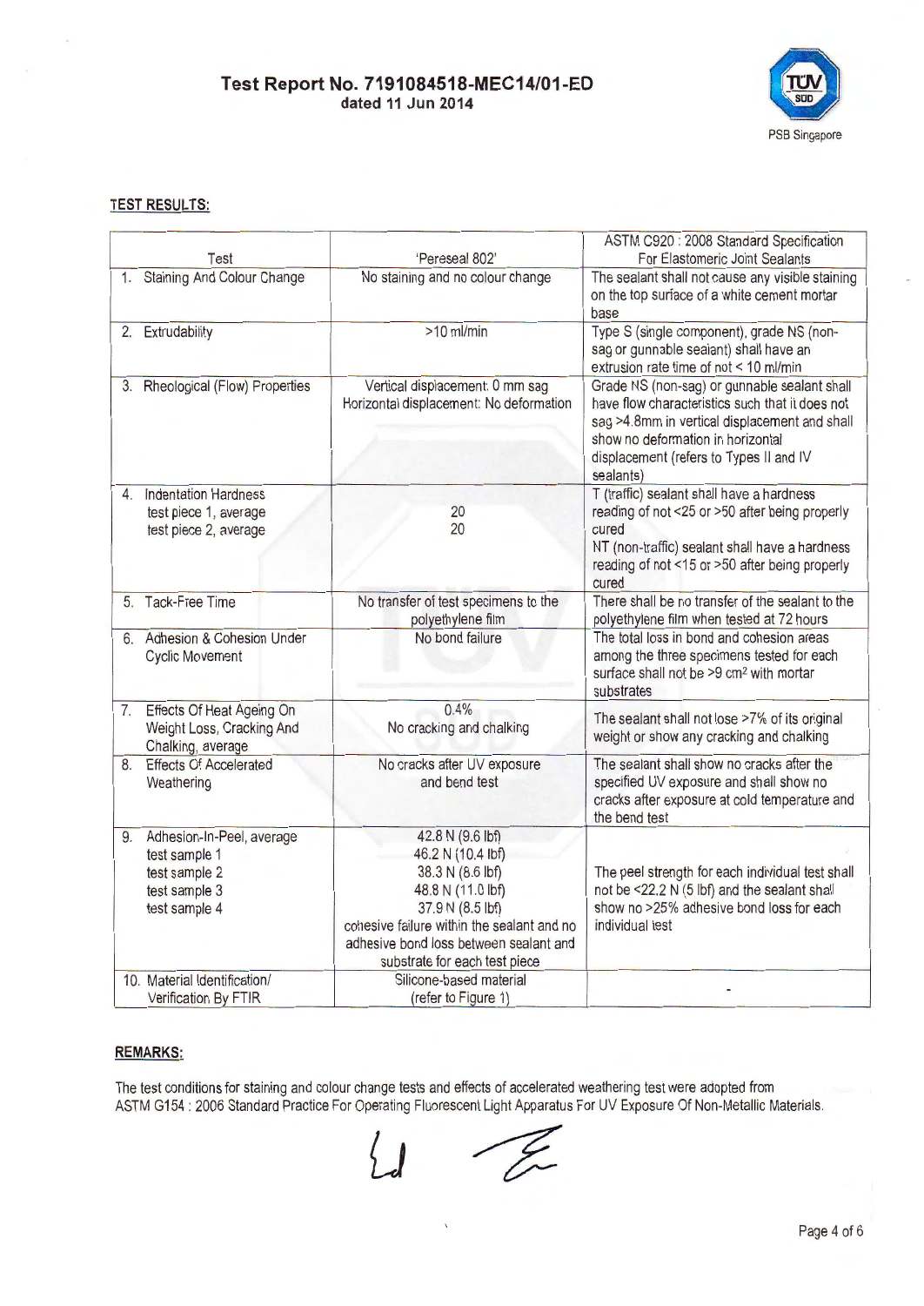**Test Report No. 7191084518-MEC14/01-ED**
**dated 11 Jun 2014**

PSB Singapore

**TEST RESULTS:**

| Test | 'Pereseal 802' | ASTM C920 : 2008 Standard Specification For Elastomeric Joint Sealants |
|---|---|---|
| 1. Staining And Colour Change | No staining and no colour change | The sealant shall not cause any visible staining on the top surface of a white cement mortar base |
| 2. Extrudability | >10 ml/min | Type S (single component), grade NS (non-sag or gunnable sealant) shall have an extrusion rate time of not < 10 ml/min |
| 3. Rheological (Flow) Properties | Vertical displacement: 0 mm sag<br>Horizontal displacement: No deformation | Grade NS (non-sag) or gunnable sealant shall have flow characteristics such that it does not sag >4.8mm in vertical displacement and shall show no deformation in horizontal displacement (refers to Types II and IV sealants) |
| 4. Indentation Hardness<br>test piece 1, average<br>test piece 2, average | <br>20<br>20 | T (traffic) sealant shall have a hardness reading of not <25 or >50 after being properly cured<br>NT (non-traffic) sealant shall have a hardness reading of not <15 or >50 after being properly cured |
| 5. Tack-Free Time | No transfer of test specimens to the polyethylene film | There shall be no transfer of the sealant to the polyethylene film when tested at 72 hours |
| 6. Adhesion & Cohesion Under Cyclic Movement | No bond failure | The total loss in bond and cohesion areas among the three specimens tested for each surface shall not be >9 cm² with mortar substrates |
| 7. Effects Of Heat Ageing On Weight Loss, Cracking And Chalking, average | 0.4%<br>No cracking and chalking | The sealant shall not lose >7% of its original weight or show any cracking and chalking |
| 8. Effects Of Accelerated Weathering | No cracks after UV exposure and bend test | The sealant shall show no cracks after the specified UV exposure and shall show no cracks after exposure at cold temperature and the bend test |
| 9. Adhesion-In-Peel, average<br>test sample 1<br>test sample 2<br>test sample 3<br>test sample 4 | 42.8 N (9.6 lbf)<br>46.2 N (10.4 lbf)<br>38.3 N (8.6 lbf)<br>48.8 N (11.0 lbf)<br>37.9 N (8.5 lbf)<br>cohesive failure within the sealant and no adhesive bond loss between sealant and substrate for each test piece | The peel strength for each individual test shall not be <22.2 N (5 lbf) and the sealant shall show no >25% adhesive bond loss for each individual test |
| 10. Material Identification/ Verification By FTIR | Silicone-based material (refer to Figure 1) | - |

**REMARKS:**

The test conditions for staining and colour change tests and effects of accelerated weathering test were adopted from ASTM G154 : 2006 Standard Practice For Operating Fluorescent Light Apparatus For UV Exposure Of Non-Metallic Materials.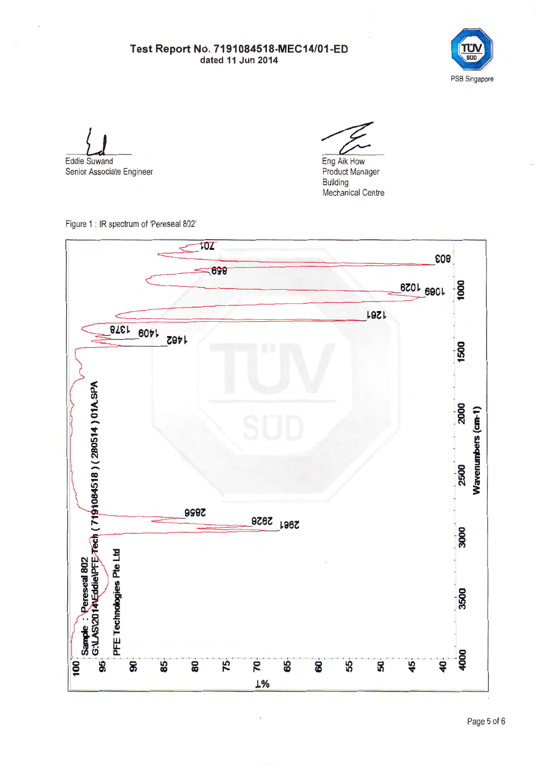**Test Report No. 7191084518-MEC14/01-ED**
dated 11 Jun 2014

Eddie Suwand
Senior Associate Engineer

Eng Aik How
Product Manager
Building
Mechanical Centre

Figure 1 : IR spectrum of 'Pereseal 802'

Sample : Pereseal 802
G:\LAS\2014\Eddie\PFE Tech ( 7191084518 ) ( 280514 ) 01A.SPA
PFE Technologies Pte Ltd

Peak labels: 701, 803, 859, 1029, 1069, 1261, 1378, 1409, 1462, 2856, 2928, 2961

%T axis: 100, 95, 90, 85, 80, 75, 70, 65, 60, 55, 50, 45, 40

Wavenumbers (cm-1): 4000, 3500, 3000, 2500, 2000, 1500, 1000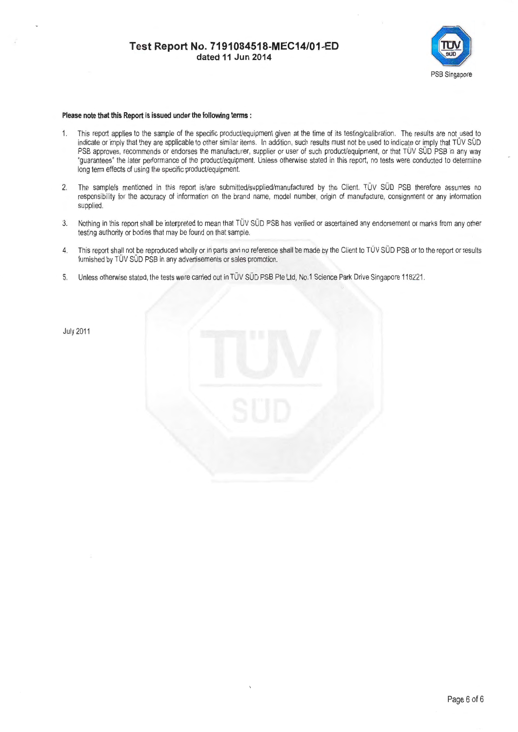**Please note that this Report is issued under the following terms :**

1. This report applies to the sample of the specific product/equipment given at the time of its testing/calibration. The results are not used to indicate or imply that they are applicable to other similar items. In addition, such results must not be used to indicate or imply that TÜV SÜD PSB approves, recommends or endorses the manufacturer, supplier or user of such product/equipment, or that TÜV SÜD PSB in any way "guarantees" the later performance of the product/equipment. Unless otherwise stated in this report, no tests were conducted to determine long term effects of using the specific product/equipment.

2. The sample/s mentioned in this report is/are submitted/supplied/manufactured by the Client. TÜV SÜD PSB therefore assumes no responsibility for the accuracy of information on the brand name, model number, origin of manufacture, consignment or any information supplied.

3. Nothing in this report shall be interpreted to mean that TÜV SÜD PSB has verified or ascertained any endorsement or marks from any other testing authority or bodies that may be found on that sample.

4. This report shall not be reproduced wholly or in parts and no reference shall be made by the Client to TÜV SÜD PSB or to the report or results furnished by TÜV SÜD PSB in any advertisements or sales promotion.

5. Unless otherwise stated, the tests were carried out in TÜV SÜD PSB Pte Ltd, No.1 Science Park Drive Singapore 118221.

July 2011